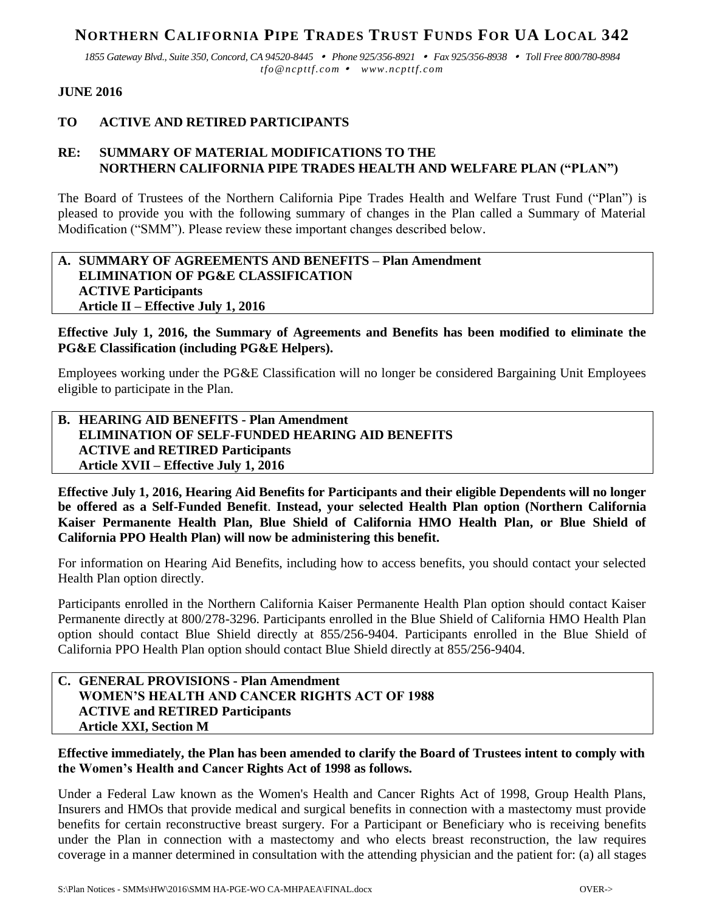# NORTHERN CALIFORNIA PIPE TRADES TRUST FUNDS FOR UA LOCAL 342

*1855 Gateway Blvd., Suite 350, Concord, CA 94520-8445 • Phone 925/356-8921 • Fax 925/356-8938 • Toll Free 800/780-8984*
*tfo@ncpttf.com • www.ncpttf.com*

**JUNE 2016**

**TO ACTIVE AND RETIRED PARTICIPANTS**

**RE: SUMMARY OF MATERIAL MODIFICATIONS TO THE NORTHERN CALIFORNIA PIPE TRADES HEALTH AND WELFARE PLAN ("PLAN")**

The Board of Trustees of the Northern California Pipe Trades Health and Welfare Trust Fund ("Plan") is pleased to provide you with the following summary of changes in the Plan called a Summary of Material Modification ("SMM"). Please review these important changes described below.

## A. SUMMARY OF AGREEMENTS AND BENEFITS – Plan Amendment
**ELIMINATION OF PG&E CLASSIFICATION**
**ACTIVE Participants**
**Article II – Effective July 1, 2016**

**Effective July 1, 2016, the Summary of Agreements and Benefits has been modified to eliminate the PG&E Classification (including PG&E Helpers).**

Employees working under the PG&E Classification will no longer be considered Bargaining Unit Employees eligible to participate in the Plan.

## B. HEARING AID BENEFITS - Plan Amendment
**ELIMINATION OF SELF-FUNDED HEARING AID BENEFITS**
**ACTIVE and RETIRED Participants**
**Article XVII – Effective July 1, 2016**

**Effective July 1, 2016, Hearing Aid Benefits for Participants and their eligible Dependents will no longer be offered as a Self-Funded Benefit. Instead, your selected Health Plan option (Northern California Kaiser Permanente Health Plan, Blue Shield of California HMO Health Plan, or Blue Shield of California PPO Health Plan) will now be administering this benefit.**

For information on Hearing Aid Benefits, including how to access benefits, you should contact your selected Health Plan option directly.

Participants enrolled in the Northern California Kaiser Permanente Health Plan option should contact Kaiser Permanente directly at 800/278-3296. Participants enrolled in the Blue Shield of California HMO Health Plan option should contact Blue Shield directly at 855/256-9404. Participants enrolled in the Blue Shield of California PPO Health Plan option should contact Blue Shield directly at 855/256-9404.

## C. GENERAL PROVISIONS - Plan Amendment
**WOMEN'S HEALTH AND CANCER RIGHTS ACT OF 1988**
**ACTIVE and RETIRED Participants**
**Article XXI, Section M**

**Effective immediately, the Plan has been amended to clarify the Board of Trustees intent to comply with the Women's Health and Cancer Rights Act of 1998 as follows.**

Under a Federal Law known as the Women's Health and Cancer Rights Act of 1998, Group Health Plans, Insurers and HMOs that provide medical and surgical benefits in connection with a mastectomy must provide benefits for certain reconstructive breast surgery. For a Participant or Beneficiary who is receiving benefits under the Plan in connection with a mastectomy and who elects breast reconstruction, the law requires coverage in a manner determined in consultation with the attending physician and the patient for: (a) all stages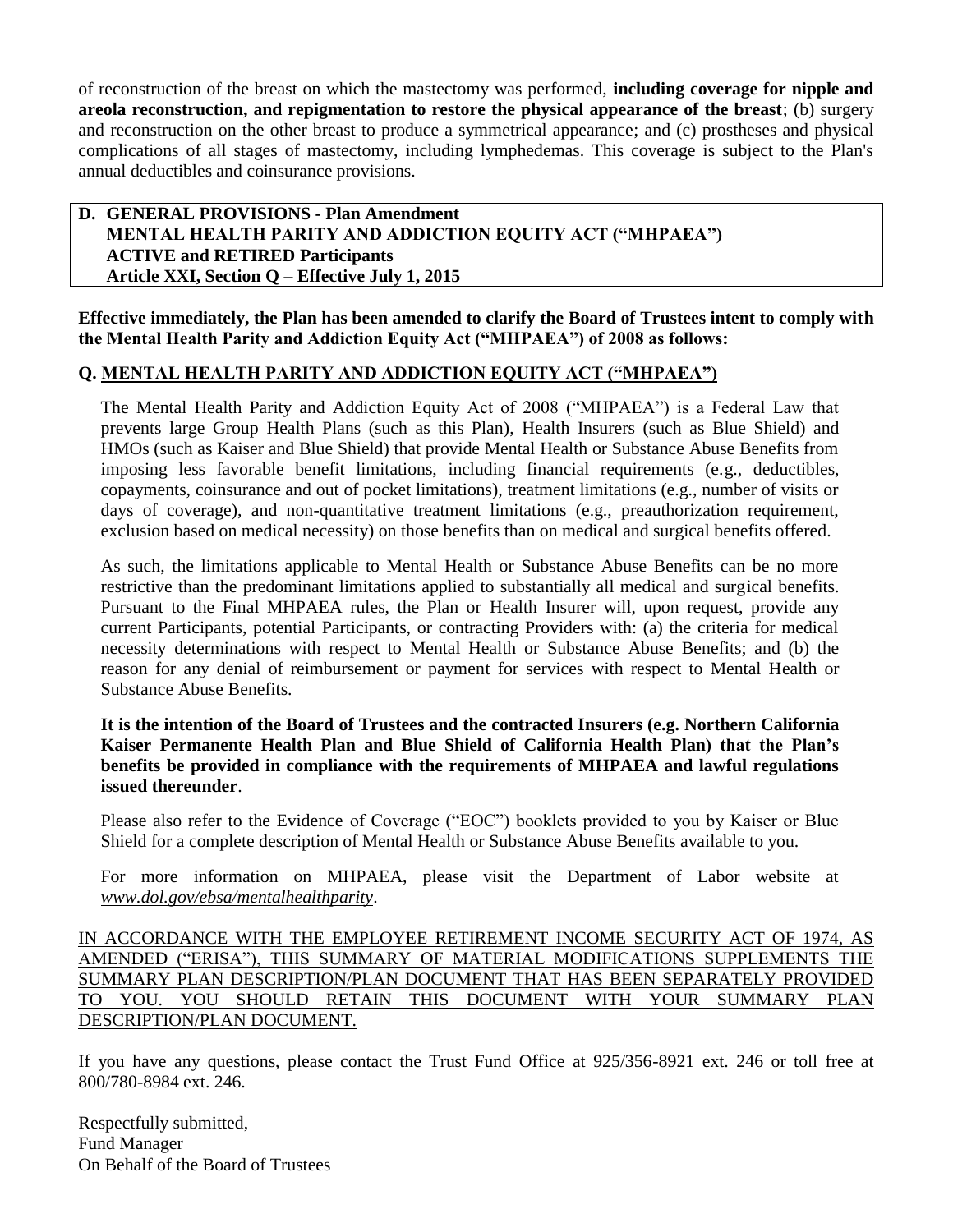of reconstruction of the breast on which the mastectomy was performed, **including coverage for nipple and areola reconstruction, and repigmentation to restore the physical appearance of the breast**; (b) surgery and reconstruction on the other breast to produce a symmetrical appearance; and (c) prostheses and physical complications of all stages of mastectomy, including lymphedemas. This coverage is subject to the Plan's annual deductibles and coinsurance provisions.

**D. GENERAL PROVISIONS - Plan Amendment**
**MENTAL HEALTH PARITY AND ADDICTION EQUITY ACT ("MHPAEA")**
**ACTIVE and RETIRED Participants**
**Article XXI, Section Q – Effective July 1, 2015**

**Effective immediately, the Plan has been amended to clarify the Board of Trustees intent to comply with the Mental Health Parity and Addiction Equity Act ("MHPAEA") of 2008 as follows:**

**Q. MENTAL HEALTH PARITY AND ADDICTION EQUITY ACT ("MHPAEA")**

The Mental Health Parity and Addiction Equity Act of 2008 ("MHPAEA") is a Federal Law that prevents large Group Health Plans (such as this Plan), Health Insurers (such as Blue Shield) and HMOs (such as Kaiser and Blue Shield) that provide Mental Health or Substance Abuse Benefits from imposing less favorable benefit limitations, including financial requirements (e.g., deductibles, copayments, coinsurance and out of pocket limitations), treatment limitations (e.g., number of visits or days of coverage), and non-quantitative treatment limitations (e.g., preauthorization requirement, exclusion based on medical necessity) on those benefits than on medical and surgical benefits offered.

As such, the limitations applicable to Mental Health or Substance Abuse Benefits can be no more restrictive than the predominant limitations applied to substantially all medical and surgical benefits. Pursuant to the Final MHPAEA rules, the Plan or Health Insurer will, upon request, provide any current Participants, potential Participants, or contracting Providers with: (a) the criteria for medical necessity determinations with respect to Mental Health or Substance Abuse Benefits; and (b) the reason for any denial of reimbursement or payment for services with respect to Mental Health or Substance Abuse Benefits.

**It is the intention of the Board of Trustees and the contracted Insurers (e.g. Northern California Kaiser Permanente Health Plan and Blue Shield of California Health Plan) that the Plan's benefits be provided in compliance with the requirements of MHPAEA and lawful regulations issued thereunder**.

Please also refer to the Evidence of Coverage ("EOC") booklets provided to you by Kaiser or Blue Shield for a complete description of Mental Health or Substance Abuse Benefits available to you.

For more information on MHPAEA, please visit the Department of Labor website at *www.dol.gov/ebsa/mentalhealthparity*.

IN ACCORDANCE WITH THE EMPLOYEE RETIREMENT INCOME SECURITY ACT OF 1974, AS AMENDED ("ERISA"), THIS SUMMARY OF MATERIAL MODIFICATIONS SUPPLEMENTS THE SUMMARY PLAN DESCRIPTION/PLAN DOCUMENT THAT HAS BEEN SEPARATELY PROVIDED TO YOU. YOU SHOULD RETAIN THIS DOCUMENT WITH YOUR SUMMARY PLAN DESCRIPTION/PLAN DOCUMENT.

If you have any questions, please contact the Trust Fund Office at 925/356-8921 ext. 246 or toll free at 800/780-8984 ext. 246.

Respectfully submitted,
Fund Manager
On Behalf of the Board of Trustees